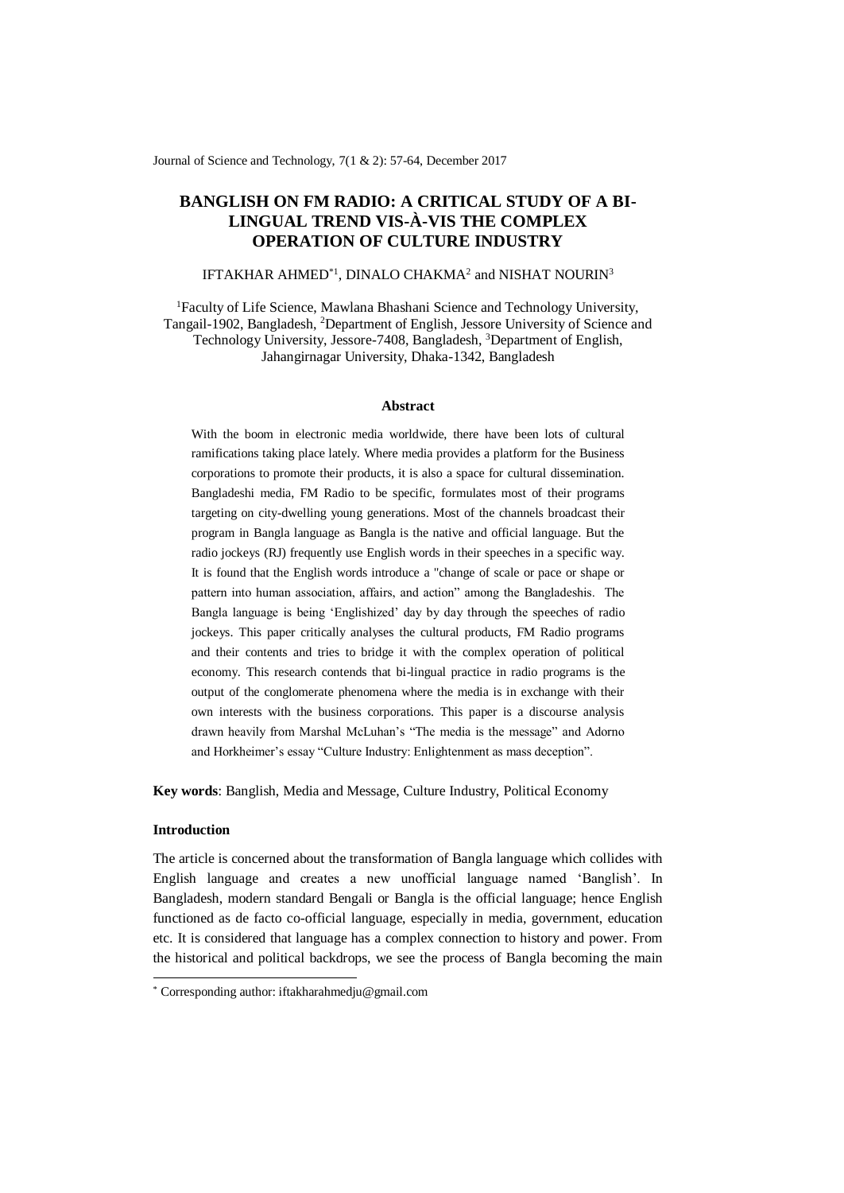# BANGLISH ON FM RADIO: A CRITICAL STUDY OF A BI-LINGUAL TREND VIS-À-VIS THE COMPLEX OPERATION OF CULTURE INDUSTRY

IFTAKHAR AHMED*[1], DINALO CHAKMA[2] and NISHAT NOURIN[3]

[1]Faculty of Life Science, Mawlana Bhashani Science and Technology University, Tangail-1902, Bangladesh, [2]Department of English, Jessore University of Science and Technology University, Jessore-7408, Bangladesh, [3]Department of English, Jahangirnagar University, Dhaka-1342, Bangladesh

## Abstract

With the boom in electronic media worldwide, there have been lots of cultural ramifications taking place lately. Where media provides a platform for the Business corporations to promote their products, it is also a space for cultural dissemination. Bangladeshi media, FM Radio to be specific, formulates most of their programs targeting on city-dwelling young generations. Most of the channels broadcast their program in Bangla language as Bangla is the native and official language. But the radio jockeys (RJ) frequently use English words in their speeches in a specific way. It is found that the English words introduce a "change of scale or pace or shape or pattern into human association, affairs, and action" among the Bangladeshis. The Bangla language is being 'Englishized' day by day through the speeches of radio jockeys. This paper critically analyses the cultural products, FM Radio programs and their contents and tries to bridge it with the complex operation of political economy. This research contends that bi-lingual practice in radio programs is the output of the conglomerate phenomena where the media is in exchange with their own interests with the business corporations. This paper is a discourse analysis drawn heavily from Marshal McLuhan's "The media is the message" and Adorno and Horkheimer's essay "Culture Industry: Enlightenment as mass deception".

**Key words**: Banglish, Media and Message, Culture Industry, Political Economy

## Introduction

The article is concerned about the transformation of Bangla language which collides with English language and creates a new unofficial language named 'Banglish'. In Bangladesh, modern standard Bengali or Bangla is the official language; hence English functioned as de facto co-official language, especially in media, government, education etc. It is considered that language has a complex connection to history and power. From the historical and political backdrops, we see the process of Bangla becoming the main

* Corresponding author: iftakharahmedju@gmail.com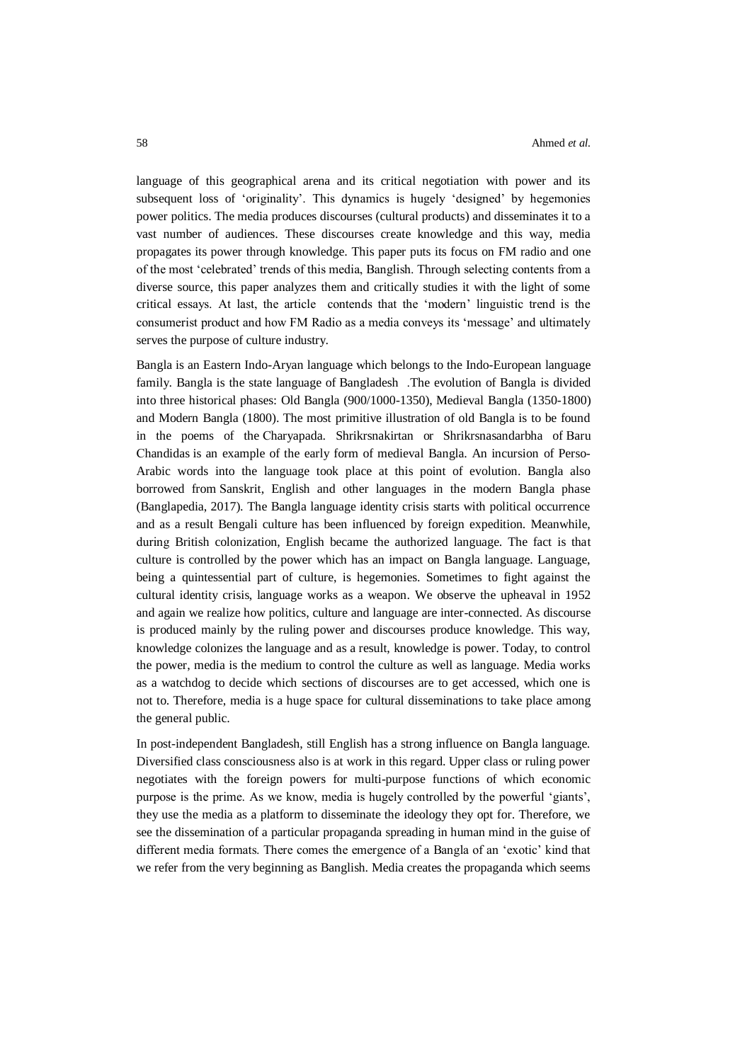language of this geographical arena and its critical negotiation with power and its subsequent loss of 'originality'. This dynamics is hugely 'designed' by hegemonies power politics. The media produces discourses (cultural products) and disseminates it to a vast number of audiences. These discourses create knowledge and this way, media propagates its power through knowledge. This paper puts its focus on FM radio and one of the most 'celebrated' trends of this media, Banglish. Through selecting contents from a diverse source, this paper analyzes them and critically studies it with the light of some critical essays. At last, the article contends that the 'modern' linguistic trend is the consumerist product and how FM Radio as a media conveys its 'message' and ultimately serves the purpose of culture industry.

Bangla is an Eastern Indo-Aryan language which belongs to the Indo-European language family. Bangla is the state language of Bangladesh .The evolution of Bangla is divided into three historical phases: Old Bangla (900/1000-1350), Medieval Bangla (1350-1800) and Modern Bangla (1800). The most primitive illustration of old Bangla is to be found in the poems of the Charyapada. Shrikrsnakirtan or Shrikrsnasandarbha of Baru Chandidas is an example of the early form of medieval Bangla. An incursion of Perso-Arabic words into the language took place at this point of evolution. Bangla also borrowed from Sanskrit, English and other languages in the modern Bangla phase (Banglapedia, 2017). The Bangla language identity crisis starts with political occurrence and as a result Bengali culture has been influenced by foreign expedition. Meanwhile, during British colonization, English became the authorized language. The fact is that culture is controlled by the power which has an impact on Bangla language. Language, being a quintessential part of culture, is hegemonies. Sometimes to fight against the cultural identity crisis, language works as a weapon. We observe the upheaval in 1952 and again we realize how politics, culture and language are inter-connected. As discourse is produced mainly by the ruling power and discourses produce knowledge. This way, knowledge colonizes the language and as a result, knowledge is power. Today, to control the power, media is the medium to control the culture as well as language. Media works as a watchdog to decide which sections of discourses are to get accessed, which one is not to. Therefore, media is a huge space for cultural disseminations to take place among the general public.

In post-independent Bangladesh, still English has a strong influence on Bangla language. Diversified class consciousness also is at work in this regard. Upper class or ruling power negotiates with the foreign powers for multi-purpose functions of which economic purpose is the prime. As we know, media is hugely controlled by the powerful 'giants', they use the media as a platform to disseminate the ideology they opt for. Therefore, we see the dissemination of a particular propaganda spreading in human mind in the guise of different media formats. There comes the emergence of a Bangla of an 'exotic' kind that we refer from the very beginning as Banglish. Media creates the propaganda which seems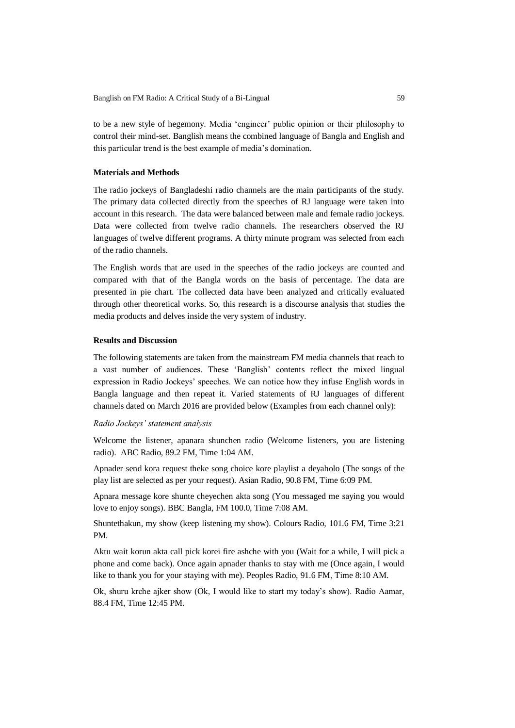to be a new style of hegemony. Media 'engineer' public opinion or their philosophy to control their mind-set. Banglish means the combined language of Bangla and English and this particular trend is the best example of media's domination.

### Materials and Methods

The radio jockeys of Bangladeshi radio channels are the main participants of the study. The primary data collected directly from the speeches of RJ language were taken into account in this research. The data were balanced between male and female radio jockeys. Data were collected from twelve radio channels. The researchers observed the RJ languages of twelve different programs. A thirty minute program was selected from each of the radio channels.

The English words that are used in the speeches of the radio jockeys are counted and compared with that of the Bangla words on the basis of percentage. The data are presented in pie chart. The collected data have been analyzed and critically evaluated through other theoretical works. So, this research is a discourse analysis that studies the media products and delves inside the very system of industry.

### Results and Discussion

The following statements are taken from the mainstream FM media channels that reach to a vast number of audiences. These 'Banglish' contents reflect the mixed lingual expression in Radio Jockeys' speeches. We can notice how they infuse English words in Bangla language and then repeat it. Varied statements of RJ languages of different channels dated on March 2016 are provided below (Examples from each channel only):

*Radio Jockeys' statement analysis*

Welcome the listener, apanara shunchen radio (Welcome listeners, you are listening radio). ABC Radio, 89.2 FM, Time 1:04 AM.

Apnader send kora request theke song choice kore playlist a deyaholo (The songs of the play list are selected as per your request). Asian Radio, 90.8 FM, Time 6:09 PM.

Apnara message kore shunte cheyechen akta song (You messaged me saying you would love to enjoy songs). BBC Bangla, FM 100.0, Time 7:08 AM.

Shuntethakun, my show (keep listening my show). Colours Radio, 101.6 FM, Time 3:21 PM.

Aktu wait korun akta call pick korei fire ashche with you (Wait for a while, I will pick a phone and come back). Once again apnader thanks to stay with me (Once again, I would like to thank you for your staying with me). Peoples Radio, 91.6 FM, Time 8:10 AM.

Ok, shuru krche ajker show (Ok, I would like to start my today's show). Radio Aamar, 88.4 FM, Time 12:45 PM.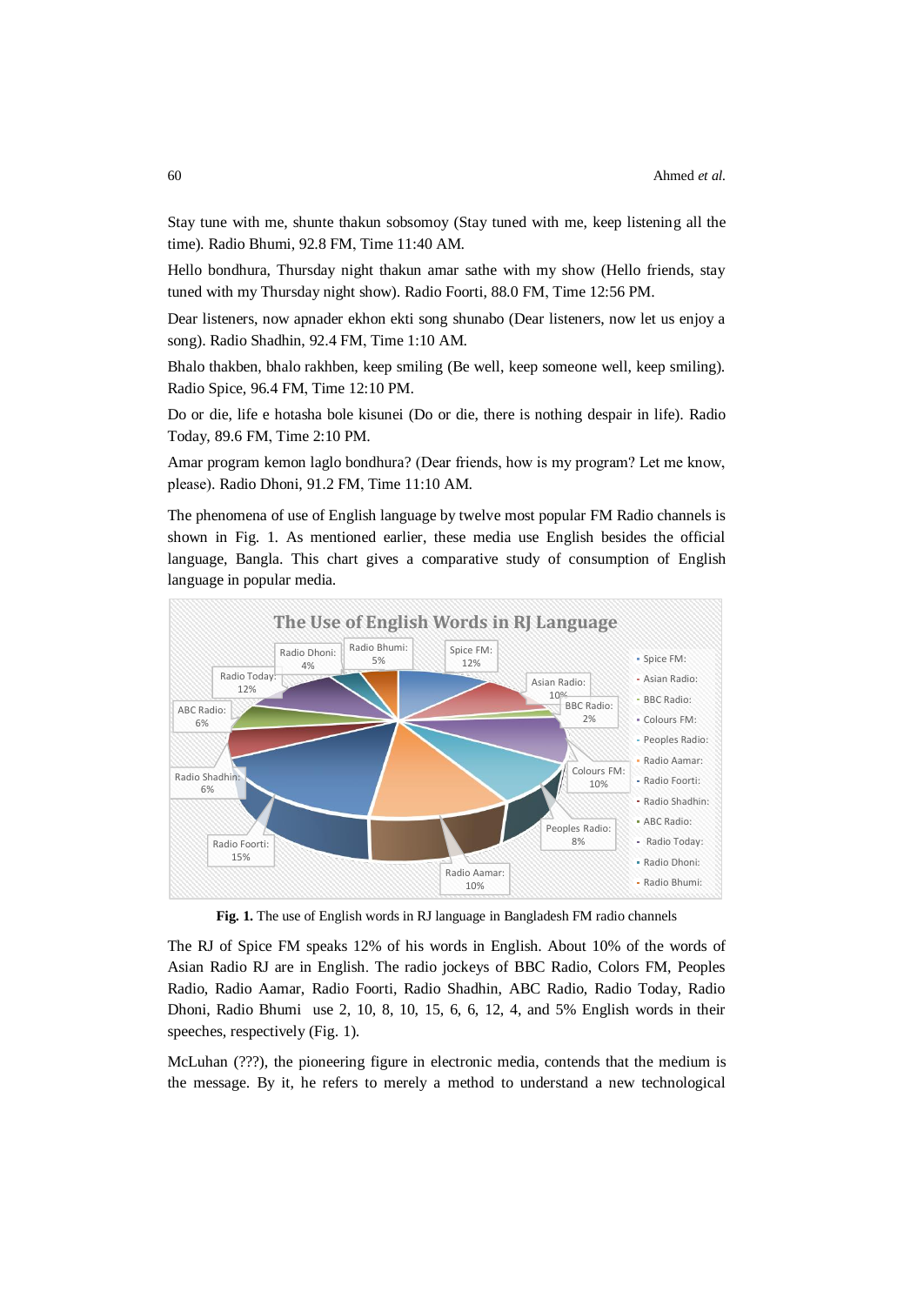Stay tune with me, shunte thakun sobsomoy (Stay tuned with me, keep listening all the time). Radio Bhumi, 92.8 FM, Time 11:40 AM.

Hello bondhura, Thursday night thakun amar sathe with my show (Hello friends, stay tuned with my Thursday night show). Radio Foorti, 88.0 FM, Time 12:56 PM.

Dear listeners, now apnader ekhon ekti song shunabo (Dear listeners, now let us enjoy a song). Radio Shadhin, 92.4 FM, Time 1:10 AM.

Bhalo thakben, bhalo rakhben, keep smiling (Be well, keep someone well, keep smiling). Radio Spice, 96.4 FM, Time 12:10 PM.

Do or die, life e hotasha bole kisunei (Do or die, there is nothing despair in life). Radio Today, 89.6 FM, Time 2:10 PM.

Amar program kemon laglo bondhura? (Dear friends, how is my program? Let me know, please). Radio Dhoni, 91.2 FM, Time 11:10 AM.

The phenomena of use of English language by twelve most popular FM Radio channels is shown in Fig. 1. As mentioned earlier, these media use English besides the official language, Bangla. This chart gives a comparative study of consumption of English language in popular media.

**Fig. 1.** The use of English words in RJ language in Bangladesh FM radio channels

The RJ of Spice FM speaks 12% of his words in English. About 10% of the words of Asian Radio RJ are in English. The radio jockeys of BBC Radio, Colors FM, Peoples Radio, Radio Aamar, Radio Foorti, Radio Shadhin, ABC Radio, Radio Today, Radio Dhoni, Radio Bhumi use 2, 10, 8, 10, 15, 6, 6, 12, 4, and 5% English words in their speeches, respectively (Fig. 1).

McLuhan (???), the pioneering figure in electronic media, contends that the medium is the message. By it, he refers to merely a method to understand a new technological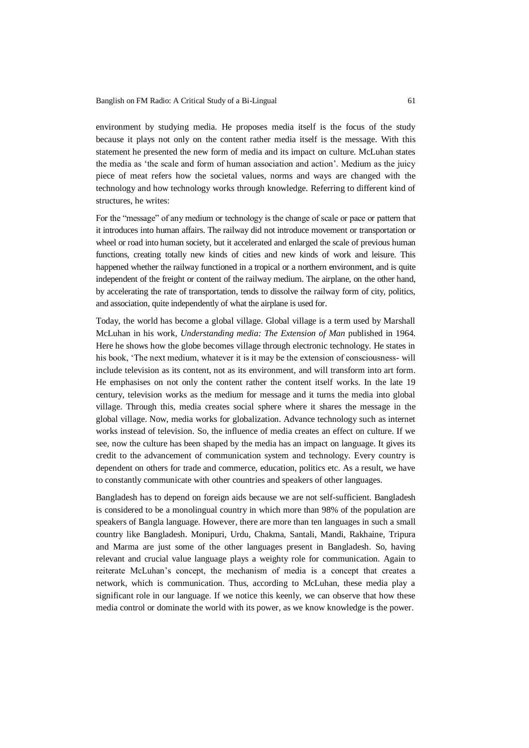environment by studying media. He proposes media itself is the focus of the study because it plays not only on the content rather media itself is the message. With this statement he presented the new form of media and its impact on culture. McLuhan states the media as 'the scale and form of human association and action'. Medium as the juicy piece of meat refers how the societal values, norms and ways are changed with the technology and how technology works through knowledge. Referring to different kind of structures, he writes:

For the "message" of any medium or technology is the change of scale or pace or pattern that it introduces into human affairs. The railway did not introduce movement or transportation or wheel or road into human society, but it accelerated and enlarged the scale of previous human functions, creating totally new kinds of cities and new kinds of work and leisure. This happened whether the railway functioned in a tropical or a northern environment, and is quite independent of the freight or content of the railway medium. The airplane, on the other hand, by accelerating the rate of transportation, tends to dissolve the railway form of city, politics, and association, quite independently of what the airplane is used for.

Today, the world has become a global village. Global village is a term used by Marshall McLuhan in his work, *Understanding media: The Extension of Man* published in 1964. Here he shows how the globe becomes village through electronic technology. He states in his book, 'The next medium, whatever it is it may be the extension of consciousness- will include television as its content, not as its environment, and will transform into art form. He emphasises on not only the content rather the content itself works. In the late 19 century, television works as the medium for message and it turns the media into global village. Through this, media creates social sphere where it shares the message in the global village. Now, media works for globalization. Advance technology such as internet works instead of television. So, the influence of media creates an effect on culture. If we see, now the culture has been shaped by the media has an impact on language. It gives its credit to the advancement of communication system and technology. Every country is dependent on others for trade and commerce, education, politics etc. As a result, we have to constantly communicate with other countries and speakers of other languages.

Bangladesh has to depend on foreign aids because we are not self-sufficient. Bangladesh is considered to be a monolingual country in which more than 98% of the population are speakers of Bangla language. However, there are more than ten languages in such a small country like Bangladesh. Monipuri, Urdu, Chakma, Santali, Mandi, Rakhaine, Tripura and Marma are just some of the other languages present in Bangladesh. So, having relevant and crucial value language plays a weighty role for communication. Again to reiterate McLuhan's concept, the mechanism of media is a concept that creates a network, which is communication. Thus, according to McLuhan, these media play a significant role in our language. If we notice this keenly, we can observe that how these media control or dominate the world with its power, as we know knowledge is the power.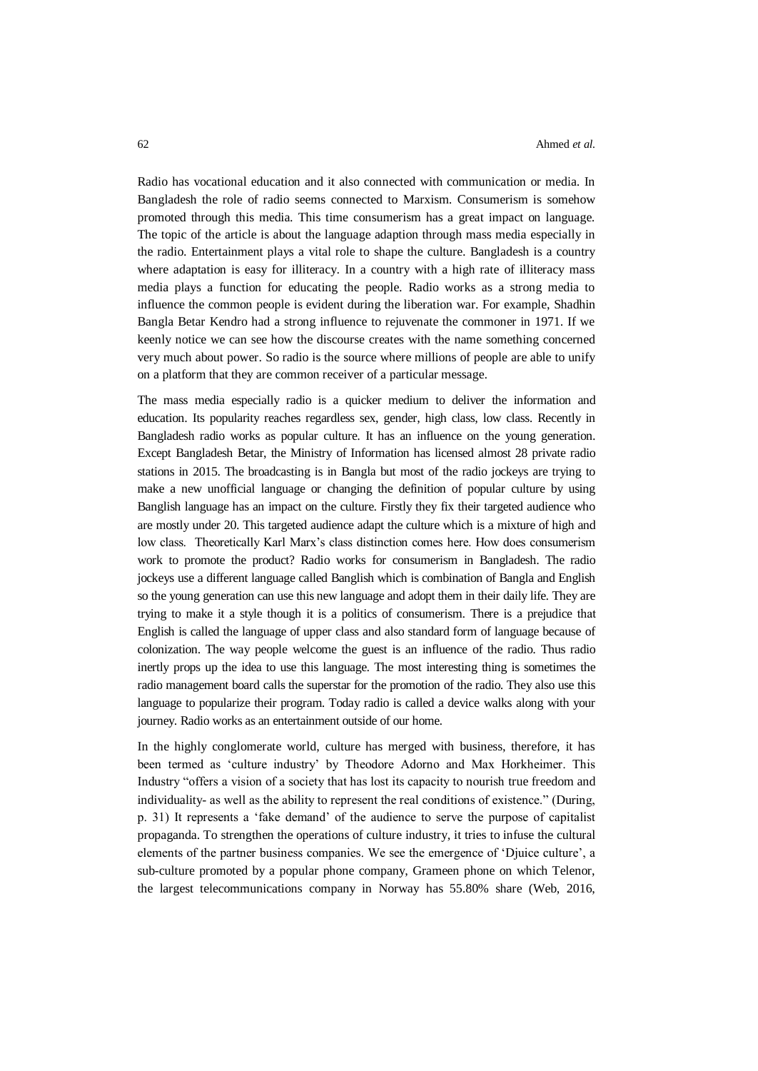Radio has vocational education and it also connected with communication or media. In Bangladesh the role of radio seems connected to Marxism. Consumerism is somehow promoted through this media. This time consumerism has a great impact on language. The topic of the article is about the language adaption through mass media especially in the radio. Entertainment plays a vital role to shape the culture. Bangladesh is a country where adaptation is easy for illiteracy. In a country with a high rate of illiteracy mass media plays a function for educating the people. Radio works as a strong media to influence the common people is evident during the liberation war. For example, Shadhin Bangla Betar Kendro had a strong influence to rejuvenate the commoner in 1971. If we keenly notice we can see how the discourse creates with the name something concerned very much about power. So radio is the source where millions of people are able to unify on a platform that they are common receiver of a particular message.

The mass media especially radio is a quicker medium to deliver the information and education. Its popularity reaches regardless sex, gender, high class, low class. Recently in Bangladesh radio works as popular culture. It has an influence on the young generation. Except Bangladesh Betar, the Ministry of Information has licensed almost 28 private radio stations in 2015. The broadcasting is in Bangla but most of the radio jockeys are trying to make a new unofficial language or changing the definition of popular culture by using Banglish language has an impact on the culture. Firstly they fix their targeted audience who are mostly under 20. This targeted audience adapt the culture which is a mixture of high and low class. Theoretically Karl Marx's class distinction comes here. How does consumerism work to promote the product? Radio works for consumerism in Bangladesh. The radio jockeys use a different language called Banglish which is combination of Bangla and English so the young generation can use this new language and adopt them in their daily life. They are trying to make it a style though it is a politics of consumerism. There is a prejudice that English is called the language of upper class and also standard form of language because of colonization. The way people welcome the guest is an influence of the radio. Thus radio inertly props up the idea to use this language. The most interesting thing is sometimes the radio management board calls the superstar for the promotion of the radio. They also use this language to popularize their program. Today radio is called a device walks along with your journey. Radio works as an entertainment outside of our home.

In the highly conglomerate world, culture has merged with business, therefore, it has been termed as 'culture industry' by Theodore Adorno and Max Horkheimer. This Industry "offers a vision of a society that has lost its capacity to nourish true freedom and individuality- as well as the ability to represent the real conditions of existence." (During, p. 31) It represents a 'fake demand' of the audience to serve the purpose of capitalist propaganda. To strengthen the operations of culture industry, it tries to infuse the cultural elements of the partner business companies. We see the emergence of 'Djuice culture', a sub-culture promoted by a popular phone company, Grameen phone on which Telenor, the largest telecommunications company in Norway has 55.80% share (Web, 2016,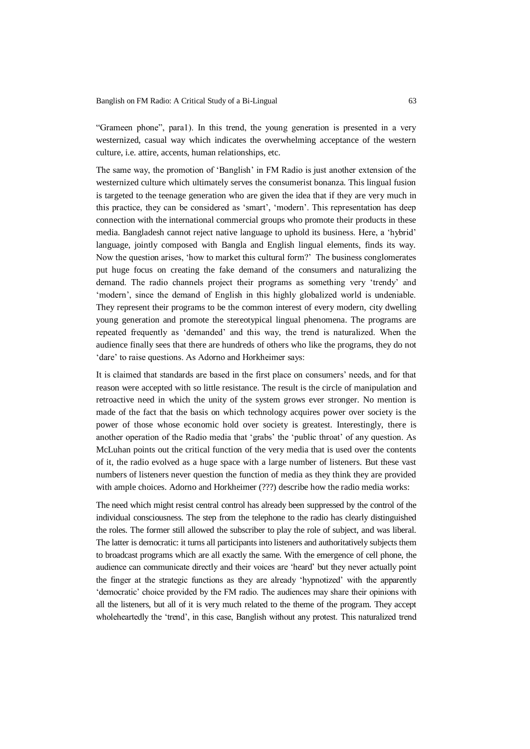"Grameen phone", para1). In this trend, the young generation is presented in a very westernized, casual way which indicates the overwhelming acceptance of the western culture, i.e. attire, accents, human relationships, etc.

The same way, the promotion of 'Banglish' in FM Radio is just another extension of the westernized culture which ultimately serves the consumerist bonanza. This lingual fusion is targeted to the teenage generation who are given the idea that if they are very much in this practice, they can be considered as 'smart', 'modern'. This representation has deep connection with the international commercial groups who promote their products in these media. Bangladesh cannot reject native language to uphold its business. Here, a 'hybrid' language, jointly composed with Bangla and English lingual elements, finds its way. Now the question arises, 'how to market this cultural form?' The business conglomerates put huge focus on creating the fake demand of the consumers and naturalizing the demand. The radio channels project their programs as something very 'trendy' and 'modern', since the demand of English in this highly globalized world is undeniable. They represent their programs to be the common interest of every modern, city dwelling young generation and promote the stereotypical lingual phenomena. The programs are repeated frequently as 'demanded' and this way, the trend is naturalized. When the audience finally sees that there are hundreds of others who like the programs, they do not 'dare' to raise questions. As Adorno and Horkheimer says:

It is claimed that standards are based in the first place on consumers' needs, and for that reason were accepted with so little resistance. The result is the circle of manipulation and retroactive need in which the unity of the system grows ever stronger. No mention is made of the fact that the basis on which technology acquires power over society is the power of those whose economic hold over society is greatest. Interestingly, there is another operation of the Radio media that 'grabs' the 'public throat' of any question. As McLuhan points out the critical function of the very media that is used over the contents of it, the radio evolved as a huge space with a large number of listeners. But these vast numbers of listeners never question the function of media as they think they are provided with ample choices. Adorno and Horkheimer (???) describe how the radio media works:

The need which might resist central control has already been suppressed by the control of the individual consciousness. The step from the telephone to the radio has clearly distinguished the roles. The former still allowed the subscriber to play the role of subject, and was liberal. The latter is democratic: it turns all participants into listeners and authoritatively subjects them to broadcast programs which are all exactly the same. With the emergence of cell phone, the audience can communicate directly and their voices are 'heard' but they never actually point the finger at the strategic functions as they are already 'hypnotized' with the apparently 'democratic' choice provided by the FM radio. The audiences may share their opinions with all the listeners, but all of it is very much related to the theme of the program. They accept wholeheartedly the 'trend', in this case, Banglish without any protest. This naturalized trend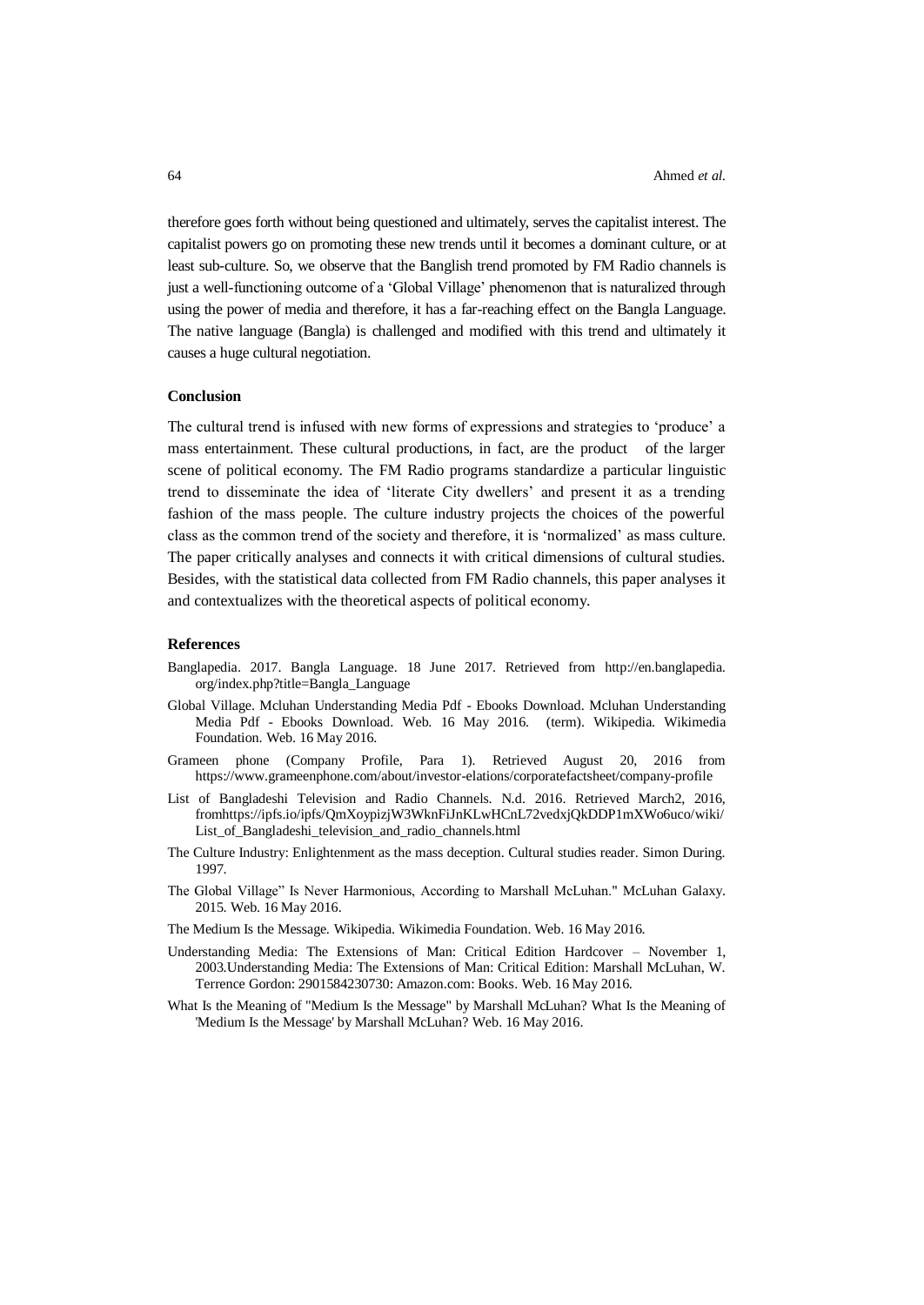therefore goes forth without being questioned and ultimately, serves the capitalist interest. The capitalist powers go on promoting these new trends until it becomes a dominant culture, or at least sub-culture. So, we observe that the Banglish trend promoted by FM Radio channels is just a well-functioning outcome of a 'Global Village' phenomenon that is naturalized through using the power of media and therefore, it has a far-reaching effect on the Bangla Language. The native language (Bangla) is challenged and modified with this trend and ultimately it causes a huge cultural negotiation.

## Conclusion

The cultural trend is infused with new forms of expressions and strategies to 'produce' a mass entertainment. These cultural productions, in fact, are the product of the larger scene of political economy. The FM Radio programs standardize a particular linguistic trend to disseminate the idea of 'literate City dwellers' and present it as a trending fashion of the mass people. The culture industry projects the choices of the powerful class as the common trend of the society and therefore, it is 'normalized' as mass culture. The paper critically analyses and connects it with critical dimensions of cultural studies. Besides, with the statistical data collected from FM Radio channels, this paper analyses it and contextualizes with the theoretical aspects of political economy.

## References

Banglapedia. 2017. Bangla Language. 18 June 2017. Retrieved from http://en.banglapedia.org/index.php?title=Bangla_Language

Global Village. Mcluhan Understanding Media Pdf - Ebooks Download. Mcluhan Understanding Media Pdf - Ebooks Download. Web. 16 May 2016. (term). Wikipedia. Wikimedia Foundation. Web. 16 May 2016.

Grameen phone (Company Profile, Para 1). Retrieved August 20, 2016 from https://www.grameenphone.com/about/investor-elations/corporatefactsheet/company-profile

List of Bangladeshi Television and Radio Channels. N.d. 2016. Retrieved March2, 2016, fromhttps://ipfs.io/ipfs/QmXoypizjW3WknFiJnKLwHCnL72vedxjQkDDP1mXWo6uco/wiki/List_of_Bangladeshi_television_and_radio_channels.html

The Culture Industry: Enlightenment as the mass deception. Cultural studies reader. Simon During. 1997.

The Global Village" Is Never Harmonious, According to Marshall McLuhan." McLuhan Galaxy. 2015. Web. 16 May 2016.

The Medium Is the Message. Wikipedia. Wikimedia Foundation. Web. 16 May 2016.

Understanding Media: The Extensions of Man: Critical Edition Hardcover – November 1, 2003.Understanding Media: The Extensions of Man: Critical Edition: Marshall McLuhan, W. Terrence Gordon: 2901584230730: Amazon.com: Books. Web. 16 May 2016.

What Is the Meaning of "Medium Is the Message" by Marshall McLuhan? What Is the Meaning of 'Medium Is the Message' by Marshall McLuhan? Web. 16 May 2016.